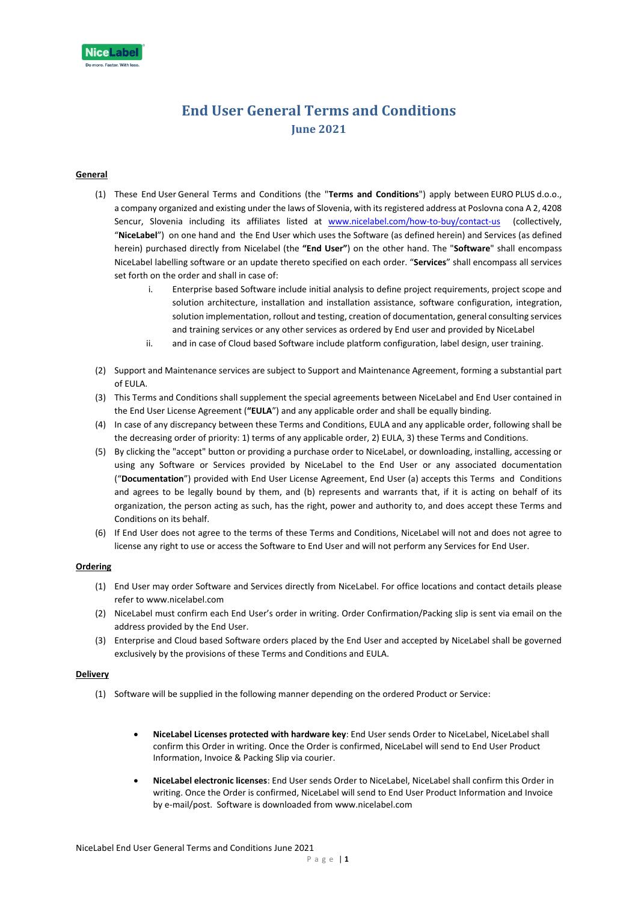# End User General Terms and Conditions

## June 2021

**General**

(1) These End User General Terms and Conditions (the "**Terms and Conditions**") apply between EURO PLUS d.o.o., a company organized and existing under the laws of Slovenia, with its registered address at Poslovna cona A 2, 4208 Sencur, Slovenia including its affiliates listed at www.nicelabel.com/how-to-buy/contact-us (collectively, "**NiceLabel**") on one hand and the End User which uses the Software (as defined herein) and Services (as defined herein) purchased directly from Nicelabel (the **"End User"**) on the other hand. The "**Software**" shall encompass NiceLabel labelling software or an update thereto specified on each order. "**Services**" shall encompass all services set forth on the order and shall in case of:

   i. Enterprise based Software include initial analysis to define project requirements, project scope and solution architecture, installation and installation assistance, software configuration, integration, solution implementation, rollout and testing, creation of documentation, general consulting services and training services or any other services as ordered by End user and provided by NiceLabel

   ii. and in case of Cloud based Software include platform configuration, label design, user training.

(2) Support and Maintenance services are subject to Support and Maintenance Agreement, forming a substantial part of EULA.

(3) This Terms and Conditions shall supplement the special agreements between NiceLabel and End User contained in the End User License Agreement (**"EULA"**) and any applicable order and shall be equally binding.

(4) In case of any discrepancy between these Terms and Conditions, EULA and any applicable order, following shall be the decreasing order of priority: 1) terms of any applicable order, 2) EULA, 3) these Terms and Conditions.

(5) By clicking the "accept" button or providing a purchase order to NiceLabel, or downloading, installing, accessing or using any Software or Services provided by NiceLabel to the End User or any associated documentation ("**Documentation**") provided with End User License Agreement, End User (a) accepts this Terms and Conditions and agrees to be legally bound by them, and (b) represents and warrants that, if it is acting on behalf of its organization, the person acting as such, has the right, power and authority to, and does accept these Terms and Conditions on its behalf.

(6) If End User does not agree to the terms of these Terms and Conditions, NiceLabel will not and does not agree to license any right to use or access the Software to End User and will not perform any Services for End User.

**Ordering**

(1) End User may order Software and Services directly from NiceLabel. For office locations and contact details please refer to www.nicelabel.com

(2) NiceLabel must confirm each End User's order in writing. Order Confirmation/Packing slip is sent via email on the address provided by the End User.

(3) Enterprise and Cloud based Software orders placed by the End User and accepted by NiceLabel shall be governed exclusively by the provisions of these Terms and Conditions and EULA.

**Delivery**

(1) Software will be supplied in the following manner depending on the ordered Product or Service:

- **NiceLabel Licenses protected with hardware key**: End User sends Order to NiceLabel, NiceLabel shall confirm this Order in writing. Once the Order is confirmed, NiceLabel will send to End User Product Information, Invoice & Packing Slip via courier.

- **NiceLabel electronic licenses**: End User sends Order to NiceLabel, NiceLabel shall confirm this Order in writing. Once the Order is confirmed, NiceLabel will send to End User Product Information and Invoice by e-mail/post. Software is downloaded from www.nicelabel.com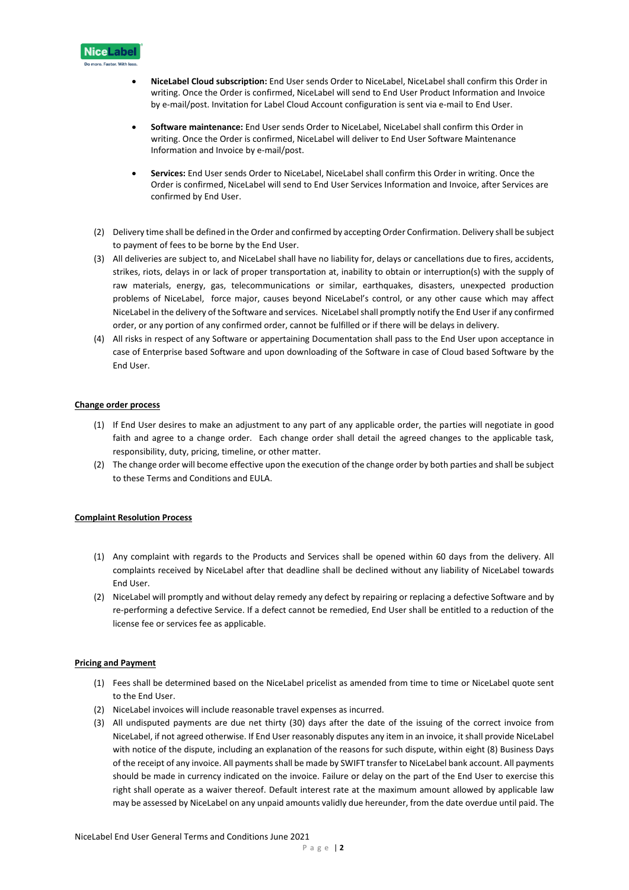- **NiceLabel Cloud subscription:** End User sends Order to NiceLabel, NiceLabel shall confirm this Order in writing. Once the Order is confirmed, NiceLabel will send to End User Product Information and Invoice by e-mail/post. Invitation for Label Cloud Account configuration is sent via e-mail to End User.
- **Software maintenance:** End User sends Order to NiceLabel, NiceLabel shall confirm this Order in writing. Once the Order is confirmed, NiceLabel will deliver to End User Software Maintenance Information and Invoice by e-mail/post.
- **Services:** End User sends Order to NiceLabel, NiceLabel shall confirm this Order in writing. Once the Order is confirmed, NiceLabel will send to End User Services Information and Invoice, after Services are confirmed by End User.

(2) Delivery time shall be defined in the Order and confirmed by accepting Order Confirmation. Delivery shall be subject to payment of fees to be borne by the End User.

(3) All deliveries are subject to, and NiceLabel shall have no liability for, delays or cancellations due to fires, accidents, strikes, riots, delays in or lack of proper transportation at, inability to obtain or interruption(s) with the supply of raw materials, energy, gas, telecommunications or similar, earthquakes, disasters, unexpected production problems of NiceLabel, force major, causes beyond NiceLabel's control, or any other cause which may affect NiceLabel in the delivery of the Software and services. NiceLabel shall promptly notify the End User if any confirmed order, or any portion of any confirmed order, cannot be fulfilled or if there will be delays in delivery.

(4) All risks in respect of any Software or appertaining Documentation shall pass to the End User upon acceptance in case of Enterprise based Software and upon downloading of the Software in case of Cloud based Software by the End User.

**Change order process**

(1) If End User desires to make an adjustment to any part of any applicable order, the parties will negotiate in good faith and agree to a change order. Each change order shall detail the agreed changes to the applicable task, responsibility, duty, pricing, timeline, or other matter.

(2) The change order will become effective upon the execution of the change order by both parties and shall be subject to these Terms and Conditions and EULA.

**Complaint Resolution Process**

(1) Any complaint with regards to the Products and Services shall be opened within 60 days from the delivery. All complaints received by NiceLabel after that deadline shall be declined without any liability of NiceLabel towards End User.

(2) NiceLabel will promptly and without delay remedy any defect by repairing or replacing a defective Software and by re-performing a defective Service. If a defect cannot be remedied, End User shall be entitled to a reduction of the license fee or services fee as applicable.

**Pricing and Payment**

(1) Fees shall be determined based on the NiceLabel pricelist as amended from time to time or NiceLabel quote sent to the End User.

(2) NiceLabel invoices will include reasonable travel expenses as incurred.

(3) All undisputed payments are due net thirty (30) days after the date of the issuing of the correct invoice from NiceLabel, if not agreed otherwise. If End User reasonably disputes any item in an invoice, it shall provide NiceLabel with notice of the dispute, including an explanation of the reasons for such dispute, within eight (8) Business Days of the receipt of any invoice. All payments shall be made by SWIFT transfer to NiceLabel bank account. All payments should be made in currency indicated on the invoice. Failure or delay on the part of the End User to exercise this right shall operate as a waiver thereof. Default interest rate at the maximum amount allowed by applicable law may be assessed by NiceLabel on any unpaid amounts validly due hereunder, from the date overdue until paid. The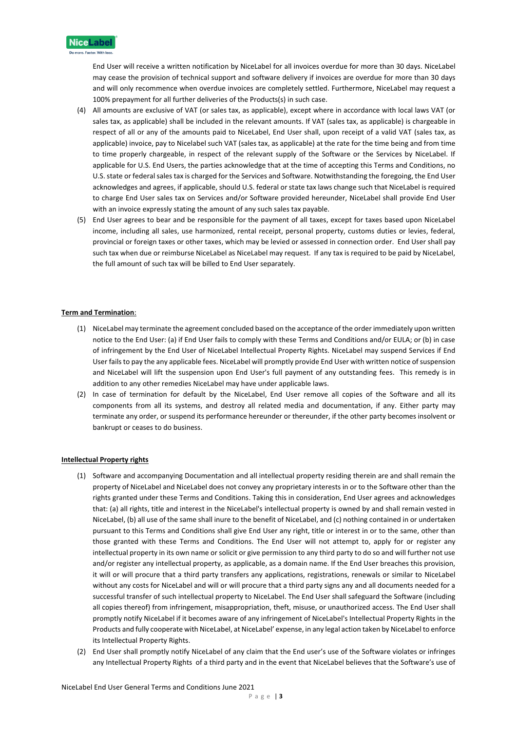End User will receive a written notification by NiceLabel for all invoices overdue for more than 30 days. NiceLabel may cease the provision of technical support and software delivery if invoices are overdue for more than 30 days and will only recommence when overdue invoices are completely settled. Furthermore, NiceLabel may request a 100% prepayment for all further deliveries of the Products(s) in such case.

(4) All amounts are exclusive of VAT (or sales tax, as applicable), except where in accordance with local laws VAT (or sales tax, as applicable) shall be included in the relevant amounts. If VAT (sales tax, as applicable) is chargeable in respect of all or any of the amounts paid to NiceLabel, End User shall, upon receipt of a valid VAT (sales tax, as applicable) invoice, pay to Nicelabel such VAT (sales tax, as applicable) at the rate for the time being and from time to time properly chargeable, in respect of the relevant supply of the Software or the Services by NiceLabel. If applicable for U.S. End Users, the parties acknowledge that at the time of accepting this Terms and Conditions, no U.S. state or federal sales tax is charged for the Services and Software. Notwithstanding the foregoing, the End User acknowledges and agrees, if applicable, should U.S. federal or state tax laws change such that NiceLabel is required to charge End User sales tax on Services and/or Software provided hereunder, NiceLabel shall provide End User with an invoice expressly stating the amount of any such sales tax payable.

(5) End User agrees to bear and be responsible for the payment of all taxes, except for taxes based upon NiceLabel income, including all sales, use harmonized, rental receipt, personal property, customs duties or levies, federal, provincial or foreign taxes or other taxes, which may be levied or assessed in connection order. End User shall pay such tax when due or reimburse NiceLabel as NiceLabel may request. If any tax is required to be paid by NiceLabel, the full amount of such tax will be billed to End User separately.

**Term and Termination**:

(1) NiceLabel may terminate the agreement concluded based on the acceptance of the order immediately upon written notice to the End User: (a) if End User fails to comply with these Terms and Conditions and/or EULA; or (b) in case of infringement by the End User of NiceLabel Intellectual Property Rights. NiceLabel may suspend Services if End User fails to pay the any applicable fees. NiceLabel will promptly provide End User with written notice of suspension and NiceLabel will lift the suspension upon End User's full payment of any outstanding fees. This remedy is in addition to any other remedies NiceLabel may have under applicable laws.

(2) In case of termination for default by the NiceLabel, End User remove all copies of the Software and all its components from all its systems, and destroy all related media and documentation, if any. Either party may terminate any order, or suspend its performance hereunder or thereunder, if the other party becomes insolvent or bankrupt or ceases to do business.

**Intellectual Property rights**

(1) Software and accompanying Documentation and all intellectual property residing therein are and shall remain the property of NiceLabel and NiceLabel does not convey any proprietary interests in or to the Software other than the rights granted under these Terms and Conditions. Taking this in consideration, End User agrees and acknowledges that: (a) all rights, title and interest in the NiceLabel's intellectual property is owned by and shall remain vested in NiceLabel, (b) all use of the same shall inure to the benefit of NiceLabel, and (c) nothing contained in or undertaken pursuant to this Terms and Conditions shall give End User any right, title or interest in or to the same, other than those granted with these Terms and Conditions. The End User will not attempt to, apply for or register any intellectual property in its own name or solicit or give permission to any third party to do so and will further not use and/or register any intellectual property, as applicable, as a domain name. If the End User breaches this provision, it will or will procure that a third party transfers any applications, registrations, renewals or similar to NiceLabel without any costs for NiceLabel and will or will procure that a third party signs any and all documents needed for a successful transfer of such intellectual property to NiceLabel. The End User shall safeguard the Software (including all copies thereof) from infringement, misappropriation, theft, misuse, or unauthorized access. The End User shall promptly notify NiceLabel if it becomes aware of any infringement of NiceLabel's Intellectual Property Rights in the Products and fully cooperate with NiceLabel, at NiceLabel' expense, in any legal action taken by NiceLabel to enforce its Intellectual Property Rights.

(2) End User shall promptly notify NiceLabel of any claim that the End user's use of the Software violates or infringes any Intellectual Property Rights of a third party and in the event that NiceLabel believes that the Software's use of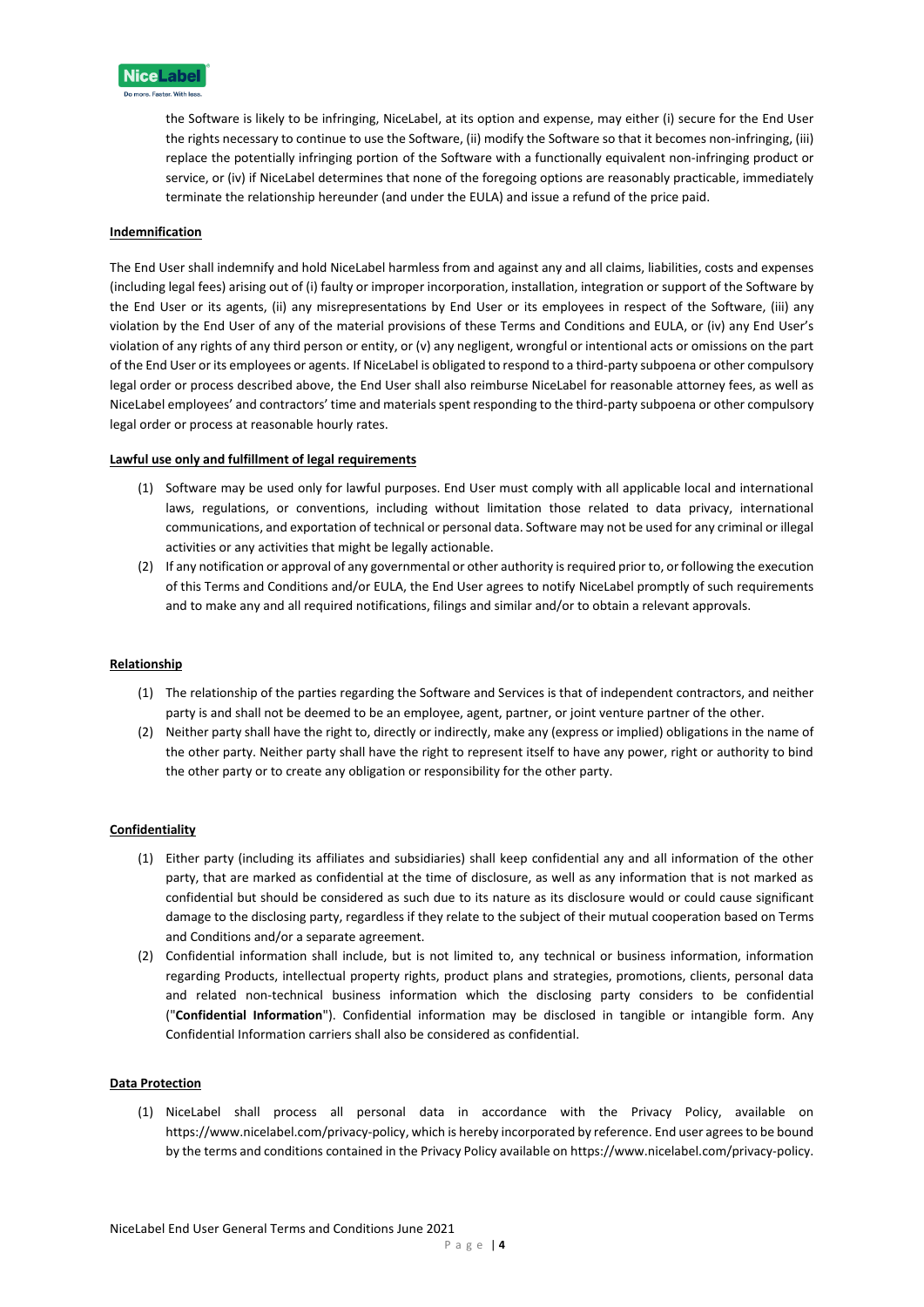the Software is likely to be infringing, NiceLabel, at its option and expense, may either (i) secure for the End User the rights necessary to continue to use the Software, (ii) modify the Software so that it becomes non-infringing, (iii) replace the potentially infringing portion of the Software with a functionally equivalent non-infringing product or service, or (iv) if NiceLabel determines that none of the foregoing options are reasonably practicable, immediately terminate the relationship hereunder (and under the EULA) and issue a refund of the price paid.

**Indemnification**

The End User shall indemnify and hold NiceLabel harmless from and against any and all claims, liabilities, costs and expenses (including legal fees) arising out of (i) faulty or improper incorporation, installation, integration or support of the Software by the End User or its agents, (ii) any misrepresentations by End User or its employees in respect of the Software, (iii) any violation by the End User of any of the material provisions of these Terms and Conditions and EULA, or (iv) any End User's violation of any rights of any third person or entity, or (v) any negligent, wrongful or intentional acts or omissions on the part of the End User or its employees or agents. If NiceLabel is obligated to respond to a third-party subpoena or other compulsory legal order or process described above, the End User shall also reimburse NiceLabel for reasonable attorney fees, as well as NiceLabel employees' and contractors' time and materials spent responding to the third-party subpoena or other compulsory legal order or process at reasonable hourly rates.

**Lawful use only and fulfillment of legal requirements**

(1) Software may be used only for lawful purposes. End User must comply with all applicable local and international laws, regulations, or conventions, including without limitation those related to data privacy, international communications, and exportation of technical or personal data. Software may not be used for any criminal or illegal activities or any activities that might be legally actionable.

(2) If any notification or approval of any governmental or other authority is required prior to, or following the execution of this Terms and Conditions and/or EULA, the End User agrees to notify NiceLabel promptly of such requirements and to make any and all required notifications, filings and similar and/or to obtain a relevant approvals.

**Relationship**

(1) The relationship of the parties regarding the Software and Services is that of independent contractors, and neither party is and shall not be deemed to be an employee, agent, partner, or joint venture partner of the other.

(2) Neither party shall have the right to, directly or indirectly, make any (express or implied) obligations in the name of the other party. Neither party shall have the right to represent itself to have any power, right or authority to bind the other party or to create any obligation or responsibility for the other party.

**Confidentiality**

(1) Either party (including its affiliates and subsidiaries) shall keep confidential any and all information of the other party, that are marked as confidential at the time of disclosure, as well as any information that is not marked as confidential but should be considered as such due to its nature as its disclosure would or could cause significant damage to the disclosing party, regardless if they relate to the subject of their mutual cooperation based on Terms and Conditions and/or a separate agreement.

(2) Confidential information shall include, but is not limited to, any technical or business information, information regarding Products, intellectual property rights, product plans and strategies, promotions, clients, personal data and related non-technical business information which the disclosing party considers to be confidential ("**Confidential Information**"). Confidential information may be disclosed in tangible or intangible form. Any Confidential Information carriers shall also be considered as confidential.

**Data Protection**

(1) NiceLabel shall process all personal data in accordance with the Privacy Policy, available on https://www.nicelabel.com/privacy-policy, which is hereby incorporated by reference. End user agrees to be bound by the terms and conditions contained in the Privacy Policy available on https://www.nicelabel.com/privacy-policy.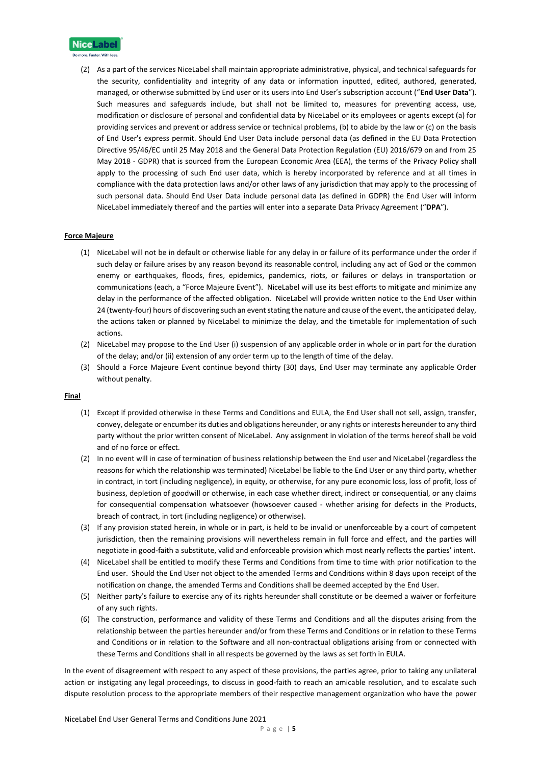(2) As a part of the services NiceLabel shall maintain appropriate administrative, physical, and technical safeguards for the security, confidentiality and integrity of any data or information inputted, edited, authored, generated, managed, or otherwise submitted by End user or its users into End User's subscription account ("**End User Data**"). Such measures and safeguards include, but shall not be limited to, measures for preventing access, use, modification or disclosure of personal and confidential data by NiceLabel or its employees or agents except (a) for providing services and prevent or address service or technical problems, (b) to abide by the law or (c) on the basis of End User's express permit. Should End User Data include personal data (as defined in the EU Data Protection Directive 95/46/EC until 25 May 2018 and the General Data Protection Regulation (EU) 2016/679 on and from 25 May 2018 - GDPR) that is sourced from the European Economic Area (EEA), the terms of the Privacy Policy shall apply to the processing of such End user data, which is hereby incorporated by reference and at all times in compliance with the data protection laws and/or other laws of any jurisdiction that may apply to the processing of such personal data. Should End User Data include personal data (as defined in GDPR) the End User will inform NiceLabel immediately thereof and the parties will enter into a separate Data Privacy Agreement ("**DPA**").

**Force Majeure**

(1) NiceLabel will not be in default or otherwise liable for any delay in or failure of its performance under the order if such delay or failure arises by any reason beyond its reasonable control, including any act of God or the common enemy or earthquakes, floods, fires, epidemics, pandemics, riots, or failures or delays in transportation or communications (each, a "Force Majeure Event"). NiceLabel will use its best efforts to mitigate and minimize any delay in the performance of the affected obligation. NiceLabel will provide written notice to the End User within 24 (twenty-four) hours of discovering such an event stating the nature and cause of the event, the anticipated delay, the actions taken or planned by NiceLabel to minimize the delay, and the timetable for implementation of such actions.

(2) NiceLabel may propose to the End User (i) suspension of any applicable order in whole or in part for the duration of the delay; and/or (ii) extension of any order term up to the length of time of the delay.

(3) Should a Force Majeure Event continue beyond thirty (30) days, End User may terminate any applicable Order without penalty.

**Final**

(1) Except if provided otherwise in these Terms and Conditions and EULA, the End User shall not sell, assign, transfer, convey, delegate or encumber its duties and obligations hereunder, or any rights or interests hereunder to any third party without the prior written consent of NiceLabel. Any assignment in violation of the terms hereof shall be void and of no force or effect.

(2) In no event will in case of termination of business relationship between the End user and NiceLabel (regardless the reasons for which the relationship was terminated) NiceLabel be liable to the End User or any third party, whether in contract, in tort (including negligence), in equity, or otherwise, for any pure economic loss, loss of profit, loss of business, depletion of goodwill or otherwise, in each case whether direct, indirect or consequential, or any claims for consequential compensation whatsoever (howsoever caused - whether arising for defects in the Products, breach of contract, in tort (including negligence) or otherwise).

(3) If any provision stated herein, in whole or in part, is held to be invalid or unenforceable by a court of competent jurisdiction, then the remaining provisions will nevertheless remain in full force and effect, and the parties will negotiate in good-faith a substitute, valid and enforceable provision which most nearly reflects the parties' intent.

(4) NiceLabel shall be entitled to modify these Terms and Conditions from time to time with prior notification to the End user. Should the End User not object to the amended Terms and Conditions within 8 days upon receipt of the notification on change, the amended Terms and Conditions shall be deemed accepted by the End User.

(5) Neither party's failure to exercise any of its rights hereunder shall constitute or be deemed a waiver or forfeiture of any such rights.

(6) The construction, performance and validity of these Terms and Conditions and all the disputes arising from the relationship between the parties hereunder and/or from these Terms and Conditions or in relation to these Terms and Conditions or in relation to the Software and all non-contractual obligations arising from or connected with these Terms and Conditions shall in all respects be governed by the laws as set forth in EULA.

In the event of disagreement with respect to any aspect of these provisions, the parties agree, prior to taking any unilateral action or instigating any legal proceedings, to discuss in good-faith to reach an amicable resolution, and to escalate such dispute resolution process to the appropriate members of their respective management organization who have the power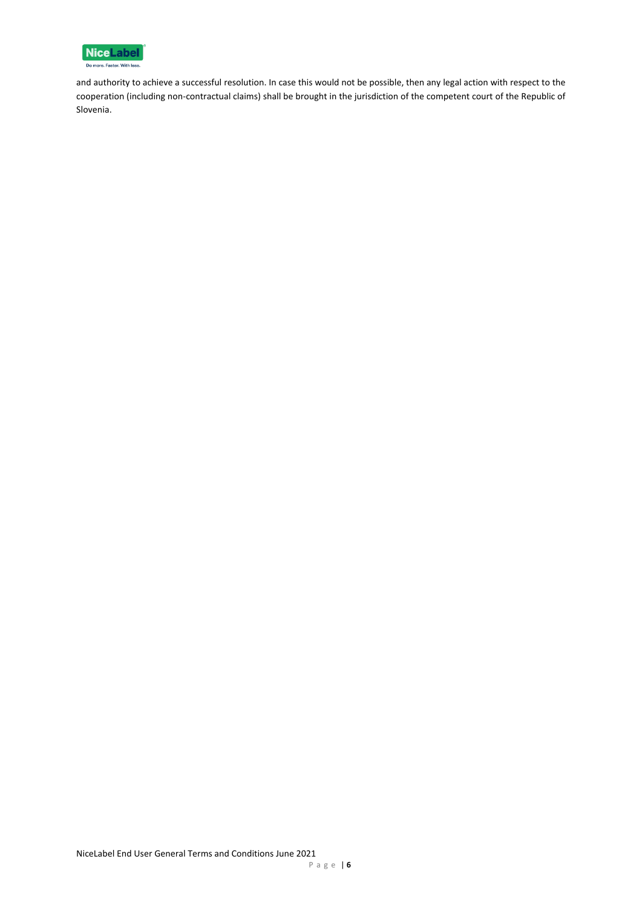and authority to achieve a successful resolution. In case this would not be possible, then any legal action with respect to the cooperation (including non-contractual claims) shall be brought in the jurisdiction of the competent court of the Republic of Slovenia.